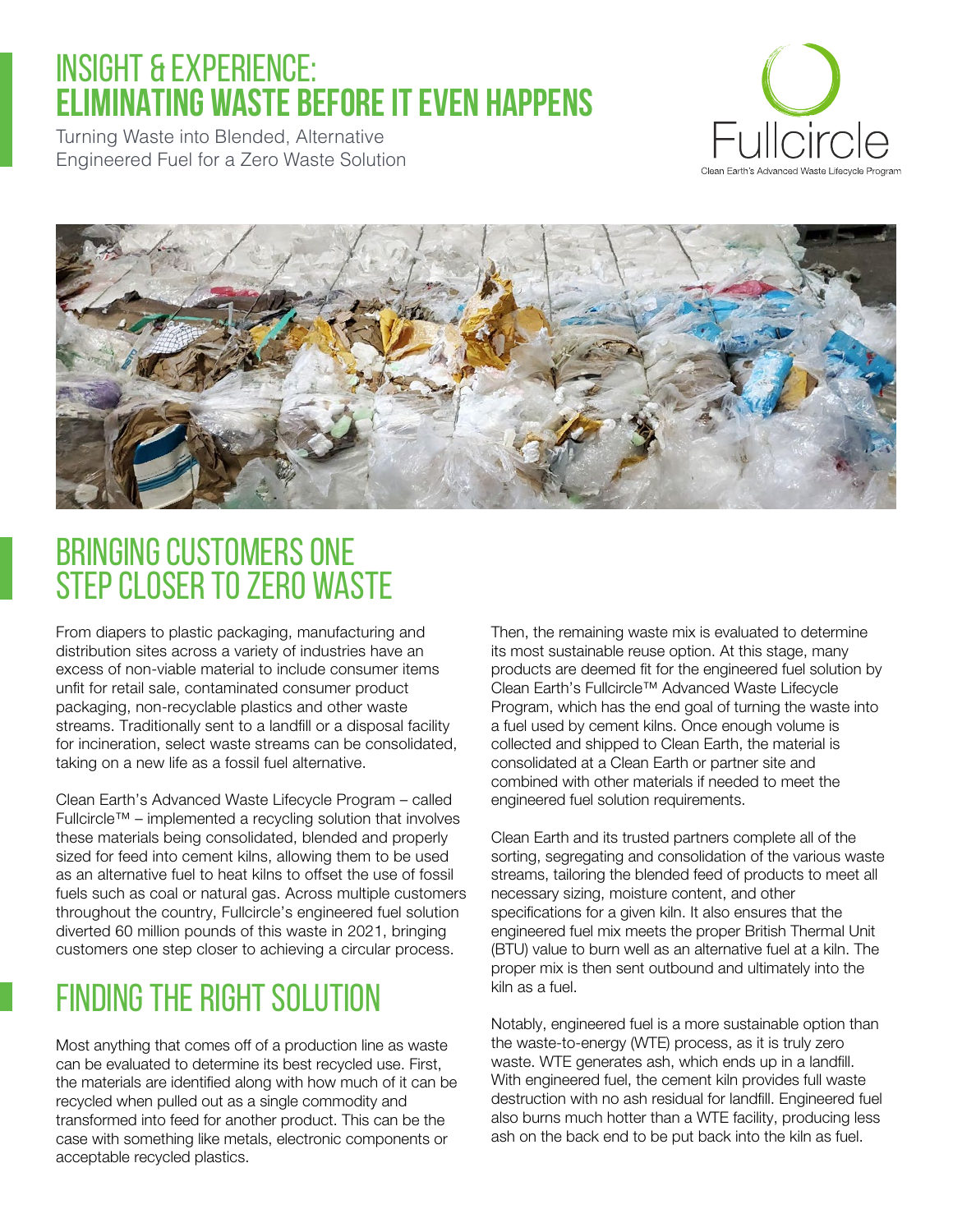# INSIGHT & EXPERIENCE: ELIMINATING WASTE BEFORE IT EVEN HAPPENS

Turning Waste into Blended, Alternative Engineered Fuel for a Zero Waste Solution

Fullcircle
Clean Earth's Advanced Waste Lifecycle Program

## BRINGING CUSTOMERS ONE STEP CLOSER TO ZERO WASTE

From diapers to plastic packaging, manufacturing and distribution sites across a variety of industries have an excess of non-viable material to include consumer items unfit for retail sale, contaminated consumer product packaging, non-recyclable plastics and other waste streams. Traditionally sent to a landfill or a disposal facility for incineration, select waste streams can be consolidated, taking on a new life as a fossil fuel alternative.

Clean Earth's Advanced Waste Lifecycle Program – called Fullcircle™ – implemented a recycling solution that involves these materials being consolidated, blended and properly sized for feed into cement kilns, allowing them to be used as an alternative fuel to heat kilns to offset the use of fossil fuels such as coal or natural gas. Across multiple customers throughout the country, Fullcircle's engineered fuel solution diverted 60 million pounds of this waste in 2021, bringing customers one step closer to achieving a circular process.

## FINDING THE RIGHT SOLUTION

Most anything that comes off of a production line as waste can be evaluated to determine its best recycled use. First, the materials are identified along with how much of it can be recycled when pulled out as a single commodity and transformed into feed for another product. This can be the case with something like metals, electronic components or acceptable recycled plastics.

Then, the remaining waste mix is evaluated to determine its most sustainable reuse option. At this stage, many products are deemed fit for the engineered fuel solution by Clean Earth's Fullcircle™ Advanced Waste Lifecycle Program, which has the end goal of turning the waste into a fuel used by cement kilns. Once enough volume is collected and shipped to Clean Earth, the material is consolidated at a Clean Earth or partner site and combined with other materials if needed to meet the engineered fuel solution requirements.

Clean Earth and its trusted partners complete all of the sorting, segregating and consolidation of the various waste streams, tailoring the blended feed of products to meet all necessary sizing, moisture content, and other specifications for a given kiln. It also ensures that the engineered fuel mix meets the proper British Thermal Unit (BTU) value to burn well as an alternative fuel at a kiln. The proper mix is then sent outbound and ultimately into the kiln as a fuel.

Notably, engineered fuel is a more sustainable option than the waste-to-energy (WTE) process, as it is truly zero waste. WTE generates ash, which ends up in a landfill. With engineered fuel, the cement kiln provides full waste destruction with no ash residual for landfill. Engineered fuel also burns much hotter than a WTE facility, producing less ash on the back end to be put back into the kiln as fuel.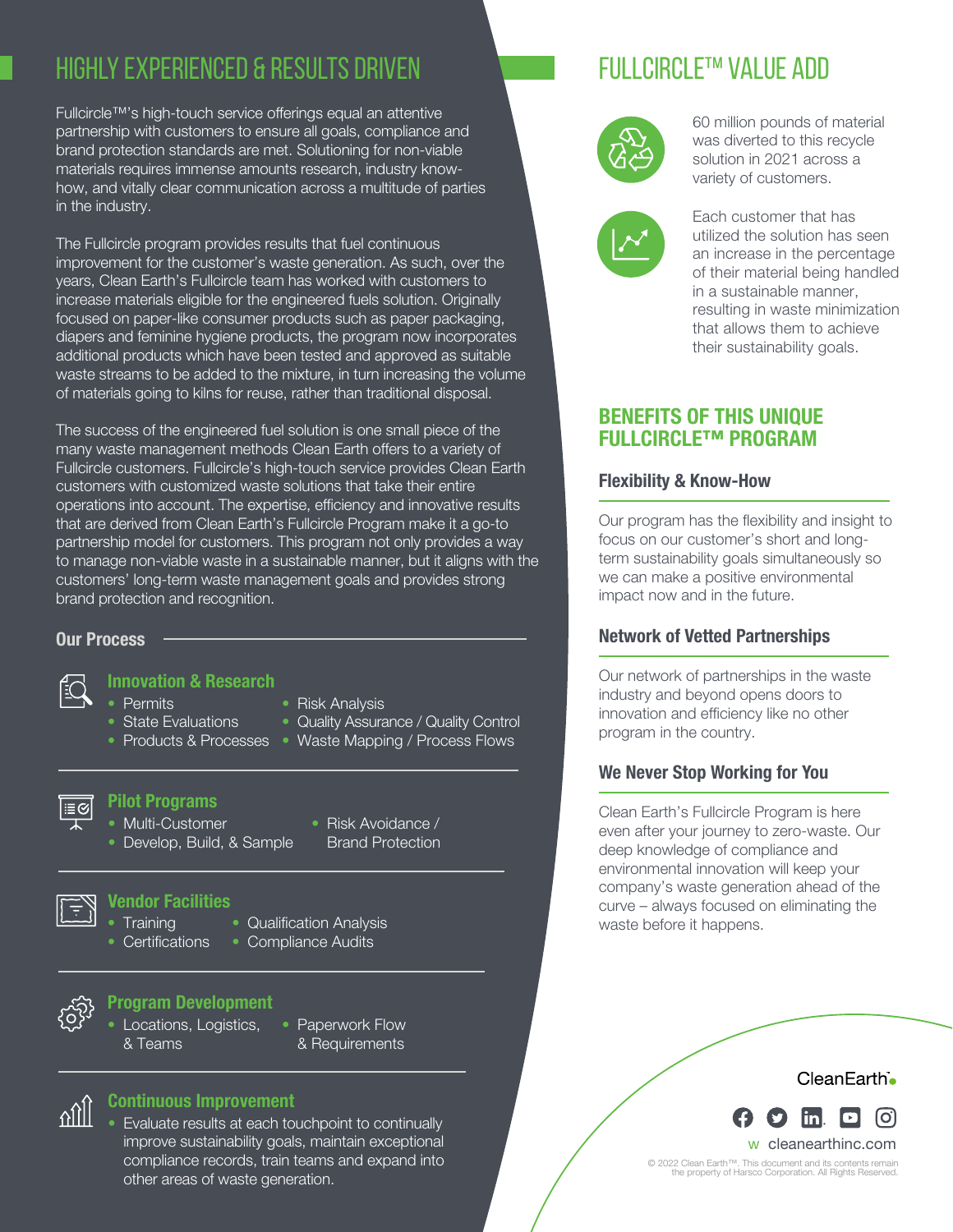## HIGHLY EXPERIENCED & RESULTS DRIVEN

Fullcircle™'s high-touch service offerings equal an attentive partnership with customers to ensure all goals, compliance and brand protection standards are met. Solutioning for non-viable materials requires immense amounts research, industry know-how, and vitally clear communication across a multitude of parties in the industry.

The Fullcircle program provides results that fuel continuous improvement for the customer's waste generation. As such, over the years, Clean Earth's Fullcircle team has worked with customers to increase materials eligible for the engineered fuels solution. Originally focused on paper-like consumer products such as paper packaging, diapers and feminine hygiene products, the program now incorporates additional products which have been tested and approved as suitable waste streams to be added to the mixture, in turn increasing the volume of materials going to kilns for reuse, rather than traditional disposal.

The success of the engineered fuel solution is one small piece of the many waste management methods Clean Earth offers to a variety of Fullcircle customers. Fullcircle's high-touch service provides Clean Earth customers with customized waste solutions that take their entire operations into account. The expertise, efficiency and innovative results that are derived from Clean Earth's Fullcircle Program make it a go-to partnership model for customers. This program not only provides a way to manage non-viable waste in a sustainable manner, but it aligns with the customers' long-term waste management goals and provides strong brand protection and recognition.

### Our Process

#### Innovation & Research

- Permits
- State Evaluations
- Products & Processes
- Risk Analysis
- Quality Assurance / Quality Control
- Waste Mapping / Process Flows

#### Pilot Programs

- Multi-Customer
- Develop, Build, & Sample
- Risk Avoidance / Brand Protection

#### Vendor Facilities

- Training
- Certifications
- Qualification Analysis
- Compliance Audits

#### Program Development

- Locations, Logistics, & Teams
- Paperwork Flow & Requirements

#### Continuous Improvement

- Evaluate results at each touchpoint to continually improve sustainability goals, maintain exceptional compliance records, train teams and expand into other areas of waste generation.

## FULLCIRCLE™ VALUE ADD

60 million pounds of material was diverted to this recycle solution in 2021 across a variety of customers.

Each customer that has utilized the solution has seen an increase in the percentage of their material being handled in a sustainable manner, resulting in waste minimization that allows them to achieve their sustainability goals.

## BENEFITS OF THIS UNIQUE FULLCIRCLE™ PROGRAM

### Flexibility & Know-How

Our program has the flexibility and insight to focus on our customer's short and long-term sustainability goals simultaneously so we can make a positive environmental impact now and in the future.

### Network of Vetted Partnerships

Our network of partnerships in the waste industry and beyond opens doors to innovation and efficiency like no other program in the country.

### We Never Stop Working for You

Clean Earth's Fullcircle Program is here even after your journey to zero-waste. Our deep knowledge of compliance and environmental innovation will keep your company's waste generation ahead of the curve – always focused on eliminating the waste before it happens.

CleanEarth

w cleanearthinc.com

© 2022 Clean Earth™. This document and its contents remain the property of Harsco Corporation. All Rights Reserved.